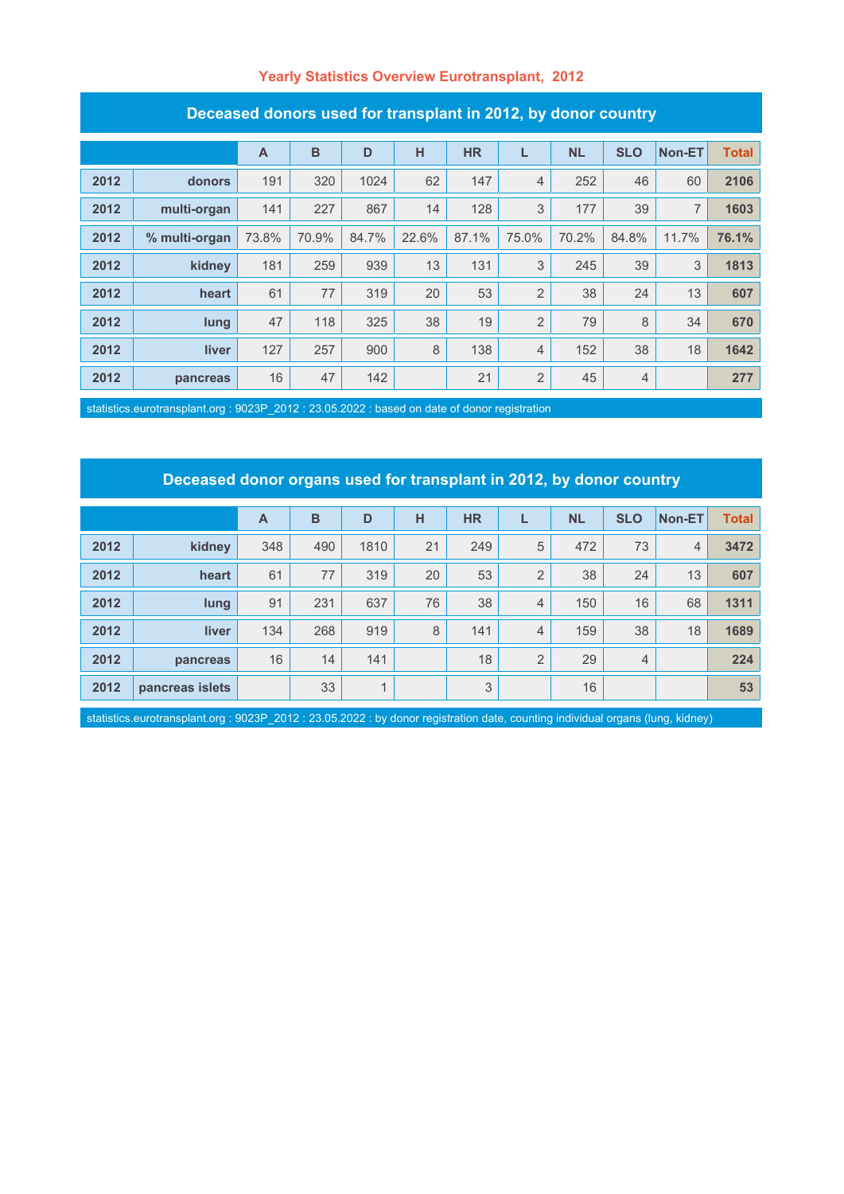# Yearly Statistics Overview Eurotransplant, 2012

## Deceased donors used for transplant in 2012, by donor country

| | | A | B | D | H | HR | L | NL | SLO | Non-ET | Total |
|---|---|---|---|---|---|---|---|---|---|---|---|
| 2012 | donors | 191 | 320 | 1024 | 62 | 147 | 4 | 252 | 46 | 60 | 2106 |
| 2012 | multi-organ | 141 | 227 | 867 | 14 | 128 | 3 | 177 | 39 | 7 | 1603 |
| 2012 | % multi-organ | 73.8% | 70.9% | 84.7% | 22.6% | 87.1% | 75.0% | 70.2% | 84.8% | 11.7% | 76.1% |
| 2012 | kidney | 181 | 259 | 939 | 13 | 131 | 3 | 245 | 39 | 3 | 1813 |
| 2012 | heart | 61 | 77 | 319 | 20 | 53 | 2 | 38 | 24 | 13 | 607 |
| 2012 | lung | 47 | 118 | 325 | 38 | 19 | 2 | 79 | 8 | 34 | 670 |
| 2012 | liver | 127 | 257 | 900 | 8 | 138 | 4 | 152 | 38 | 18 | 1642 |
| 2012 | pancreas | 16 | 47 | 142 | | 21 | 2 | 45 | 4 | | 277 |

statistics.eurotransplant.org : 9023P_2012 : 23.05.2022 : based on date of donor registration

## Deceased donor organs used for transplant in 2012, by donor country

| | | A | B | D | H | HR | L | NL | SLO | Non-ET | Total |
|---|---|---|---|---|---|---|---|---|---|---|---|
| 2012 | kidney | 348 | 490 | 1810 | 21 | 249 | 5 | 472 | 73 | 4 | 3472 |
| 2012 | heart | 61 | 77 | 319 | 20 | 53 | 2 | 38 | 24 | 13 | 607 |
| 2012 | lung | 91 | 231 | 637 | 76 | 38 | 4 | 150 | 16 | 68 | 1311 |
| 2012 | liver | 134 | 268 | 919 | 8 | 141 | 4 | 159 | 38 | 18 | 1689 |
| 2012 | pancreas | 16 | 14 | 141 | | 18 | 2 | 29 | 4 | | 224 |
| 2012 | pancreas islets | | 33 | 1 | | 3 | | 16 | | | 53 |

statistics.eurotransplant.org : 9023P_2012 : 23.05.2022 : by donor registration date, counting individual organs (lung, kidney)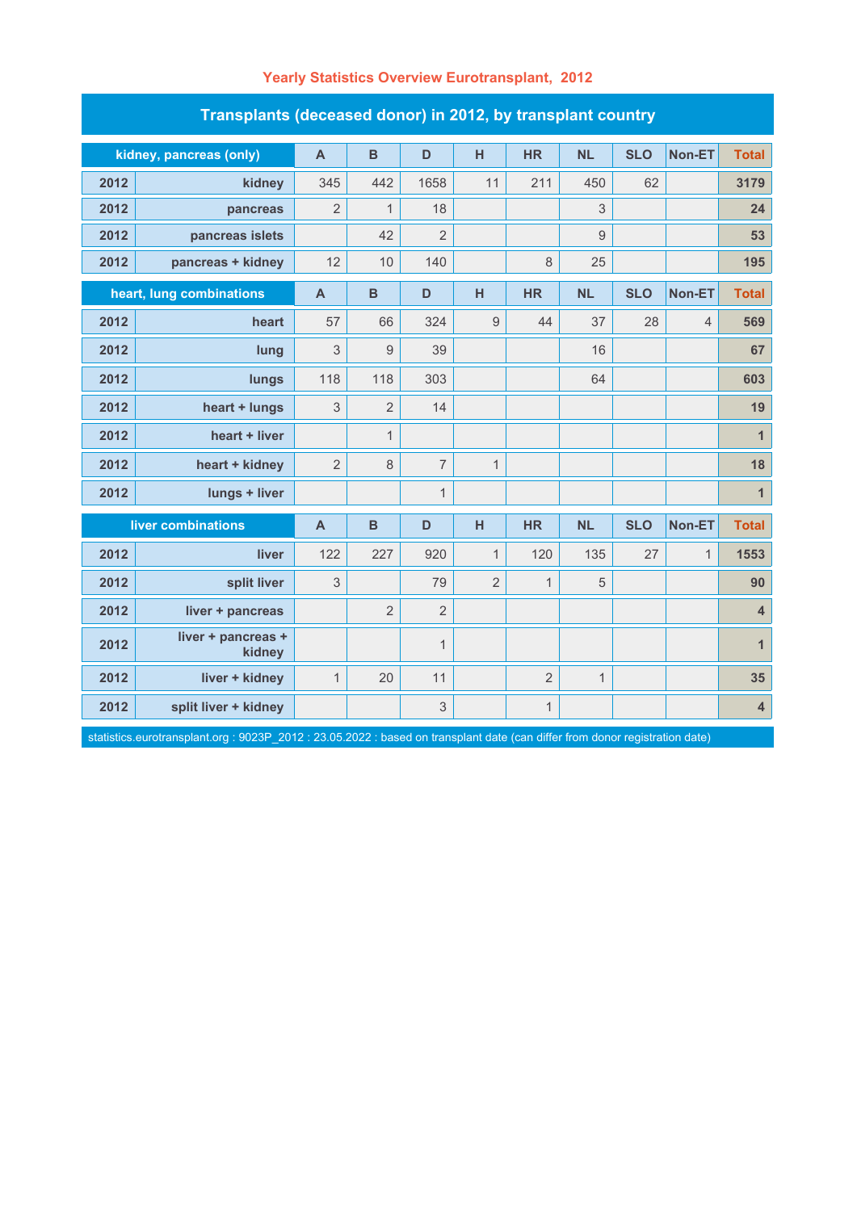# Yearly Statistics Overview Eurotransplant, 2012

## Transplants (deceased donor) in 2012, by transplant country

| | kidney, pancreas (only) | A | B | D | H | HR | NL | SLO | Non-ET | Total |
|---|---|---|---|---|---|---|---|---|---|---|
| 2012 | kidney | 345 | 442 | 1658 | 11 | 211 | 450 | 62 | | 3179 |
| 2012 | pancreas | 2 | 1 | 18 | | | 3 | | | 24 |
| 2012 | pancreas islets | | 42 | 2 | | | 9 | | | 53 |
| 2012 | pancreas + kidney | 12 | 10 | 140 | | 8 | 25 | | | 195 |
| | **heart, lung combinations** | **A** | **B** | **D** | **H** | **HR** | **NL** | **SLO** | **Non-ET** | **Total** |
| 2012 | heart | 57 | 66 | 324 | 9 | 44 | 37 | 28 | 4 | 569 |
| 2012 | lung | 3 | 9 | 39 | | | 16 | | | 67 |
| 2012 | lungs | 118 | 118 | 303 | | | 64 | | | 603 |
| 2012 | heart + lungs | 3 | 2 | 14 | | | | | | 19 |
| 2012 | heart + liver | | 1 | | | | | | | 1 |
| 2012 | heart + kidney | 2 | 8 | 7 | 1 | | | | | 18 |
| 2012 | lungs + liver | | | 1 | | | | | | 1 |
| | **liver combinations** | **A** | **B** | **D** | **H** | **HR** | **NL** | **SLO** | **Non-ET** | **Total** |
| 2012 | liver | 122 | 227 | 920 | 1 | 120 | 135 | 27 | 1 | 1553 |
| 2012 | split liver | 3 | | 79 | 2 | 1 | 5 | | | 90 |
| 2012 | liver + pancreas | | 2 | 2 | | | | | | 4 |
| 2012 | liver + pancreas + kidney | | | 1 | | | | | | 1 |
| 2012 | liver + kidney | 1 | 20 | 11 | | 2 | 1 | | | 35 |
| 2012 | split liver + kidney | | | 3 | | 1 | | | | 4 |

statistics.eurotransplant.org : 9023P_2012 : 23.05.2022 : based on transplant date (can differ from donor registration date)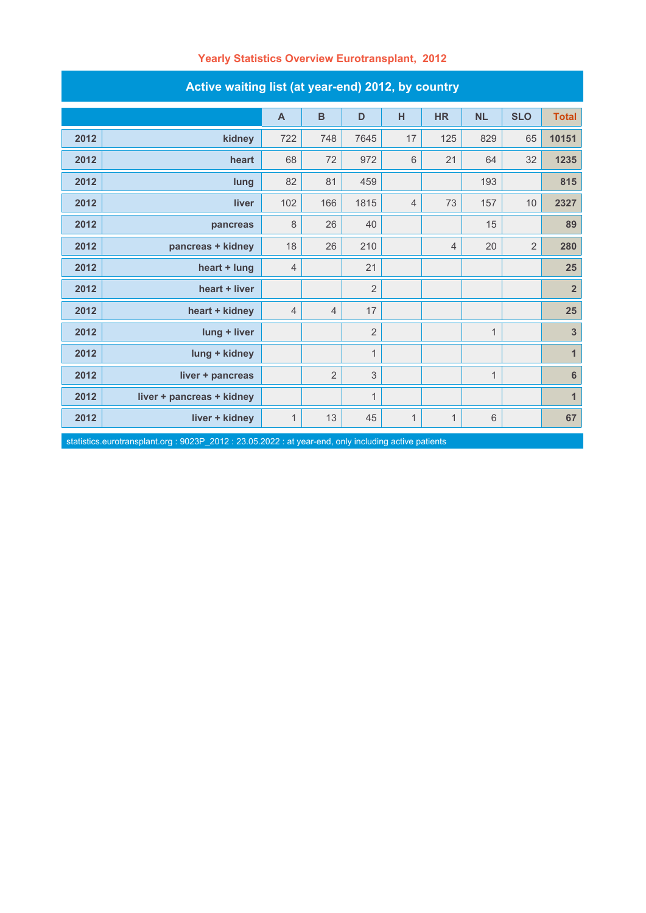## Yearly Statistics Overview Eurotransplant, 2012

### Active waiting list (at year-end) 2012, by country

| | | A | B | D | H | HR | NL | SLO | Total |
|---|---|---|---|---|---|---|---|---|---|
| 2012 | kidney | 722 | 748 | 7645 | 17 | 125 | 829 | 65 | 10151 |
| 2012 | heart | 68 | 72 | 972 | 6 | 21 | 64 | 32 | 1235 |
| 2012 | lung | 82 | 81 | 459 | | | 193 | | 815 |
| 2012 | liver | 102 | 166 | 1815 | 4 | 73 | 157 | 10 | 2327 |
| 2012 | pancreas | 8 | 26 | 40 | | | 15 | | 89 |
| 2012 | pancreas + kidney | 18 | 26 | 210 | | 4 | 20 | 2 | 280 |
| 2012 | heart + lung | 4 | | 21 | | | | | 25 |
| 2012 | heart + liver | | | 2 | | | | | 2 |
| 2012 | heart + kidney | 4 | 4 | 17 | | | | | 25 |
| 2012 | lung + liver | | | 2 | | | 1 | | 3 |
| 2012 | lung + kidney | | | 1 | | | | | 1 |
| 2012 | liver + pancreas | | 2 | 3 | | | 1 | | 6 |
| 2012 | liver + pancreas + kidney | | | 1 | | | | | 1 |
| 2012 | liver + kidney | 1 | 13 | 45 | 1 | 1 | 6 | | 67 |

statistics.eurotransplant.org : 9023P_2012 : 23.05.2022 : at year-end, only including active patients